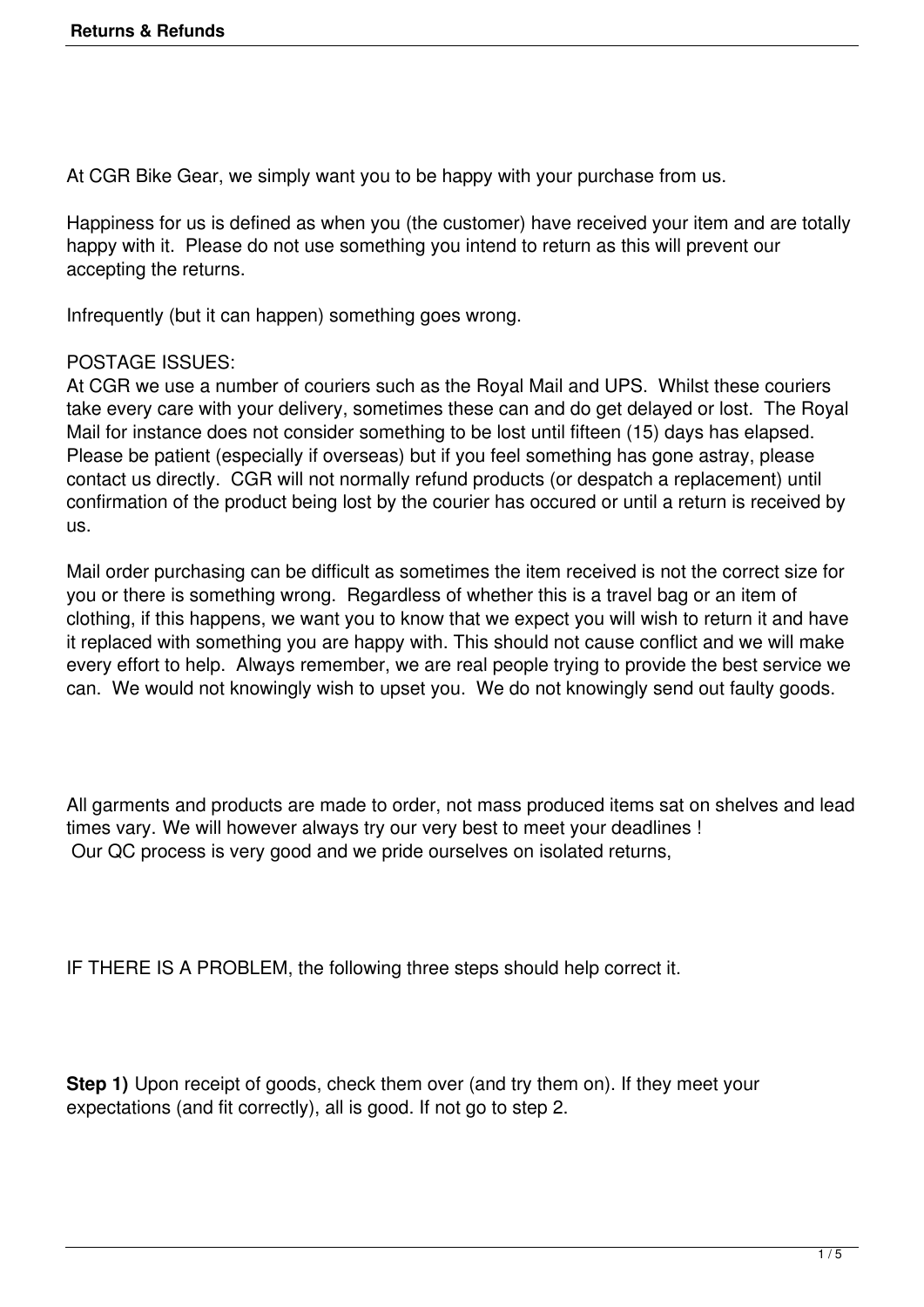At CGR Bike Gear, we simply want you to be happy with your purchase from us.

Happiness for us is defined as when you (the customer) have received your item and are totally happy with it. Please do not use something you intend to return as this will prevent our accepting the returns.

Infrequently (but it can happen) something goes wrong.

POSTAGE ISSUES:
At CGR we use a number of couriers such as the Royal Mail and UPS. Whilst these couriers take every care with your delivery, sometimes these can and do get delayed or lost. The Royal Mail for instance does not consider something to be lost until fifteen (15) days has elapsed. Please be patient (especially if overseas) but if you feel something has gone astray, please contact us directly. CGR will not normally refund products (or despatch a replacement) until confirmation of the product being lost by the courier has occured or until a return is received by us.

Mail order purchasing can be difficult as sometimes the item received is not the correct size for you or there is something wrong. Regardless of whether this is a travel bag or an item of clothing, if this happens, we want you to know that we expect you will wish to return it and have it replaced with something you are happy with. This should not cause conflict and we will make every effort to help. Always remember, we are real people trying to provide the best service we can. We would not knowingly wish to upset you. We do not knowingly send out faulty goods.

All garments and products are made to order, not mass produced items sat on shelves and lead times vary. We will however always try our very best to meet your deadlines !
Our QC process is very good and we pride ourselves on isolated returns,

IF THERE IS A PROBLEM, the following three steps should help correct it.

**Step 1)** Upon receipt of goods, check them over (and try them on). If they meet your expectations (and fit correctly), all is good. If not go to step 2.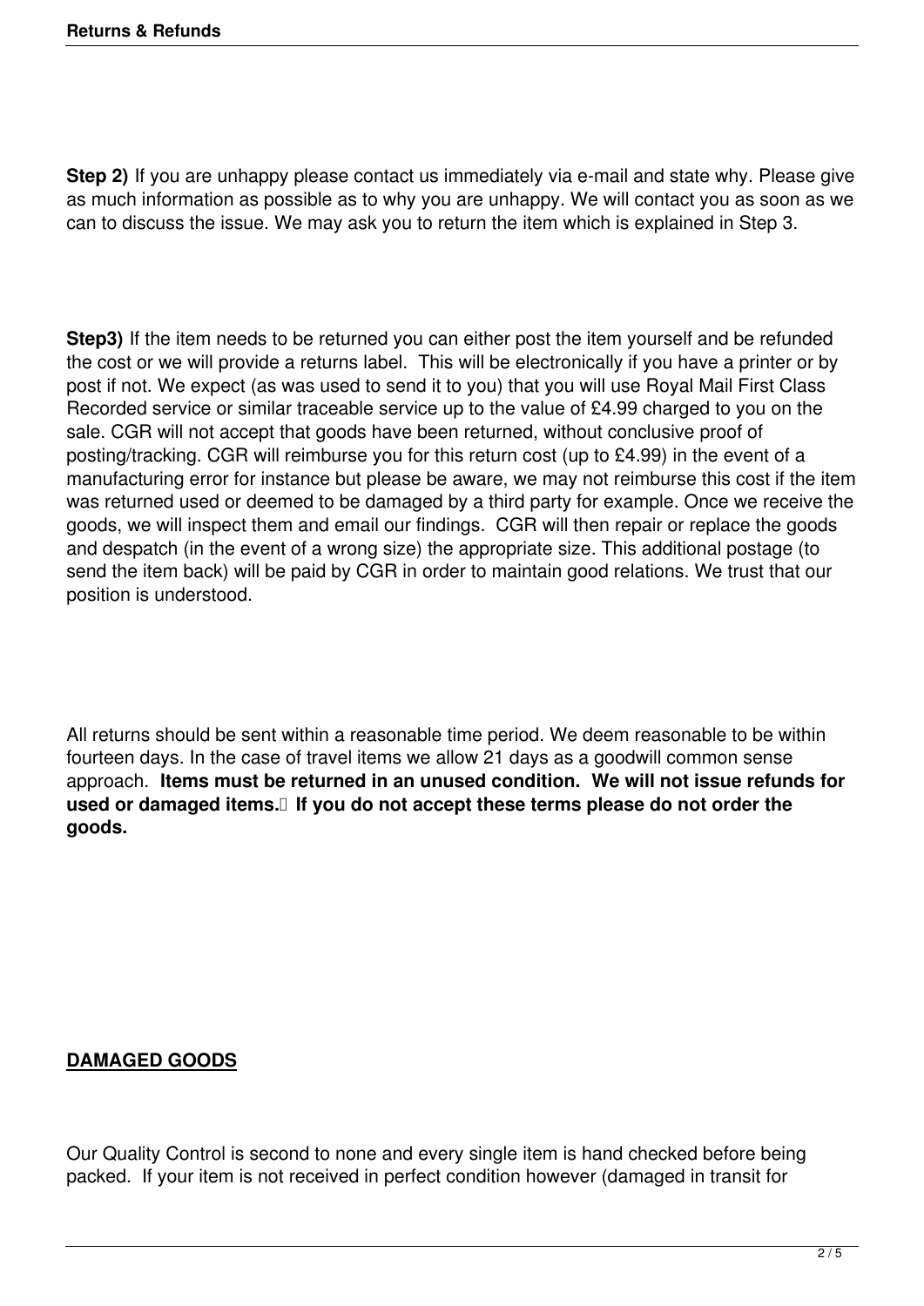**Step 2)** If you are unhappy please contact us immediately via e-mail and state why. Please give as much information as possible as to why you are unhappy. We will contact you as soon as we can to discuss the issue. We may ask you to return the item which is explained in Step 3.

**Step3)** If the item needs to be returned you can either post the item yourself and be refunded the cost or we will provide a returns label. This will be electronically if you have a printer or by post if not. We expect (as was used to send it to you) that you will use Royal Mail First Class Recorded service or similar traceable service up to the value of £4.99 charged to you on the sale. CGR will not accept that goods have been returned, without conclusive proof of posting/tracking. CGR will reimburse you for this return cost (up to £4.99) in the event of a manufacturing error for instance but please be aware, we may not reimburse this cost if the item was returned used or deemed to be damaged by a third party for example. Once we receive the goods, we will inspect them and email our findings. CGR will then repair or replace the goods and despatch (in the event of a wrong size) the appropriate size. This additional postage (to send the item back) will be paid by CGR in order to maintain good relations. We trust that our position is understood.

All returns should be sent within a reasonable time period. We deem reasonable to be within fourteen days. In the case of travel items we allow 21 days as a goodwill common sense approach. **Items must be returned in an unused condition. We will not issue refunds for used or damaged items. If you do not accept these terms please do not order the goods.**

**DAMAGED GOODS**

Our Quality Control is second to none and every single item is hand checked before being packed. If your item is not received in perfect condition however (damaged in transit for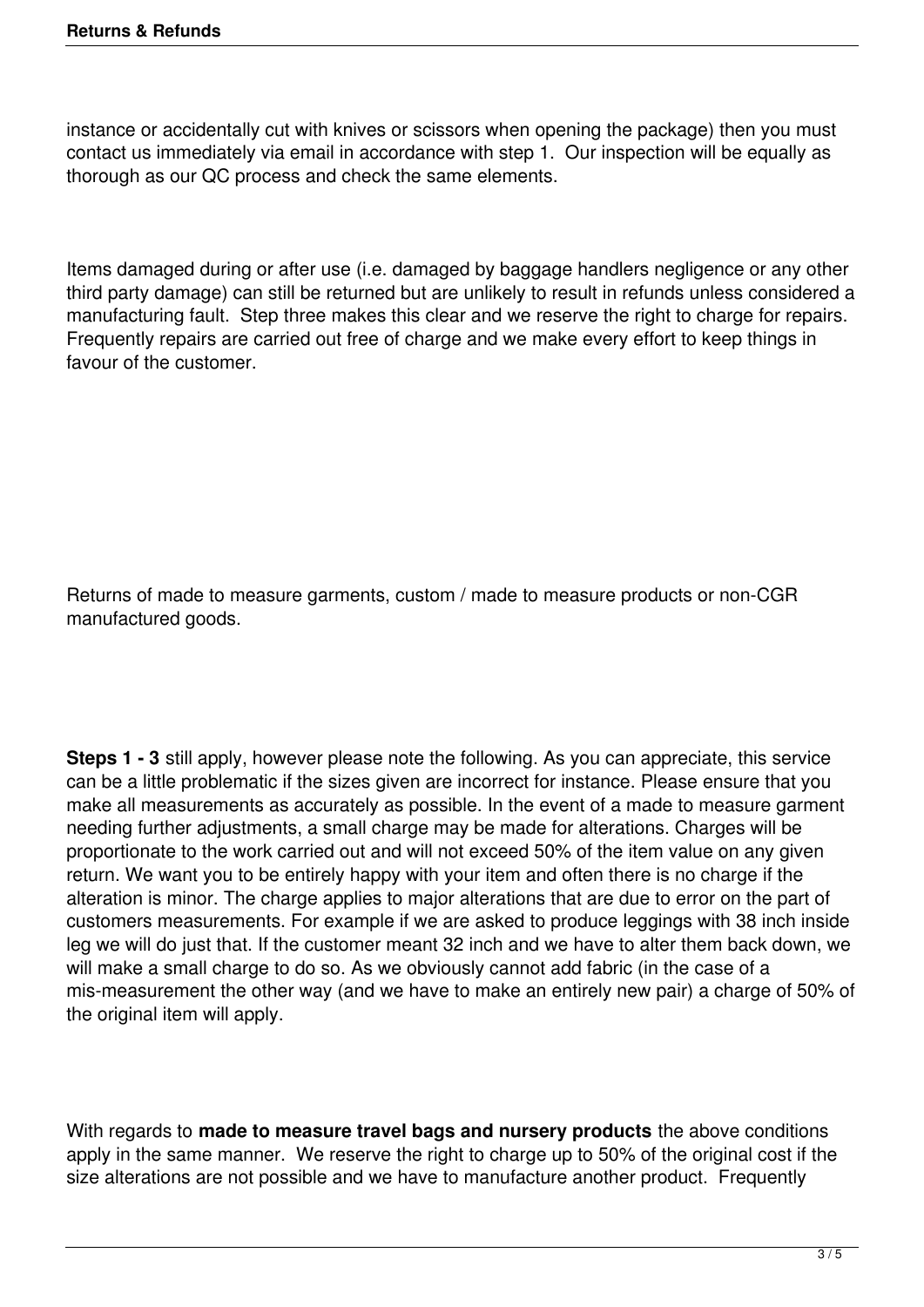instance or accidentally cut with knives or scissors when opening the package) then you must contact us immediately via email in accordance with step 1.  Our inspection will be equally as thorough as our QC process and check the same elements.

Items damaged during or after use (i.e. damaged by baggage handlers negligence or any other third party damage) can still be returned but are unlikely to result in refunds unless considered a manufacturing fault.  Step three makes this clear and we reserve the right to charge for repairs. Frequently repairs are carried out free of charge and we make every effort to keep things in favour of the customer.

Returns of made to measure garments, custom / made to measure products or non-CGR manufactured goods.

**Steps 1 - 3** still apply, however please note the following. As you can appreciate, this service can be a little problematic if the sizes given are incorrect for instance. Please ensure that you make all measurements as accurately as possible. In the event of a made to measure garment needing further adjustments, a small charge may be made for alterations. Charges will be proportionate to the work carried out and will not exceed 50% of the item value on any given return. We want you to be entirely happy with your item and often there is no charge if the alteration is minor. The charge applies to major alterations that are due to error on the part of customers measurements. For example if we are asked to produce leggings with 38 inch inside leg we will do just that. If the customer meant 32 inch and we have to alter them back down, we will make a small charge to do so. As we obviously cannot add fabric (in the case of a mis-measurement the other way (and we have to make an entirely new pair) a charge of 50% of the original item will apply.

With regards to **made to measure travel bags and nursery products** the above conditions apply in the same manner.  We reserve the right to charge up to 50% of the original cost if the size alterations are not possible and we have to manufacture another product.  Frequently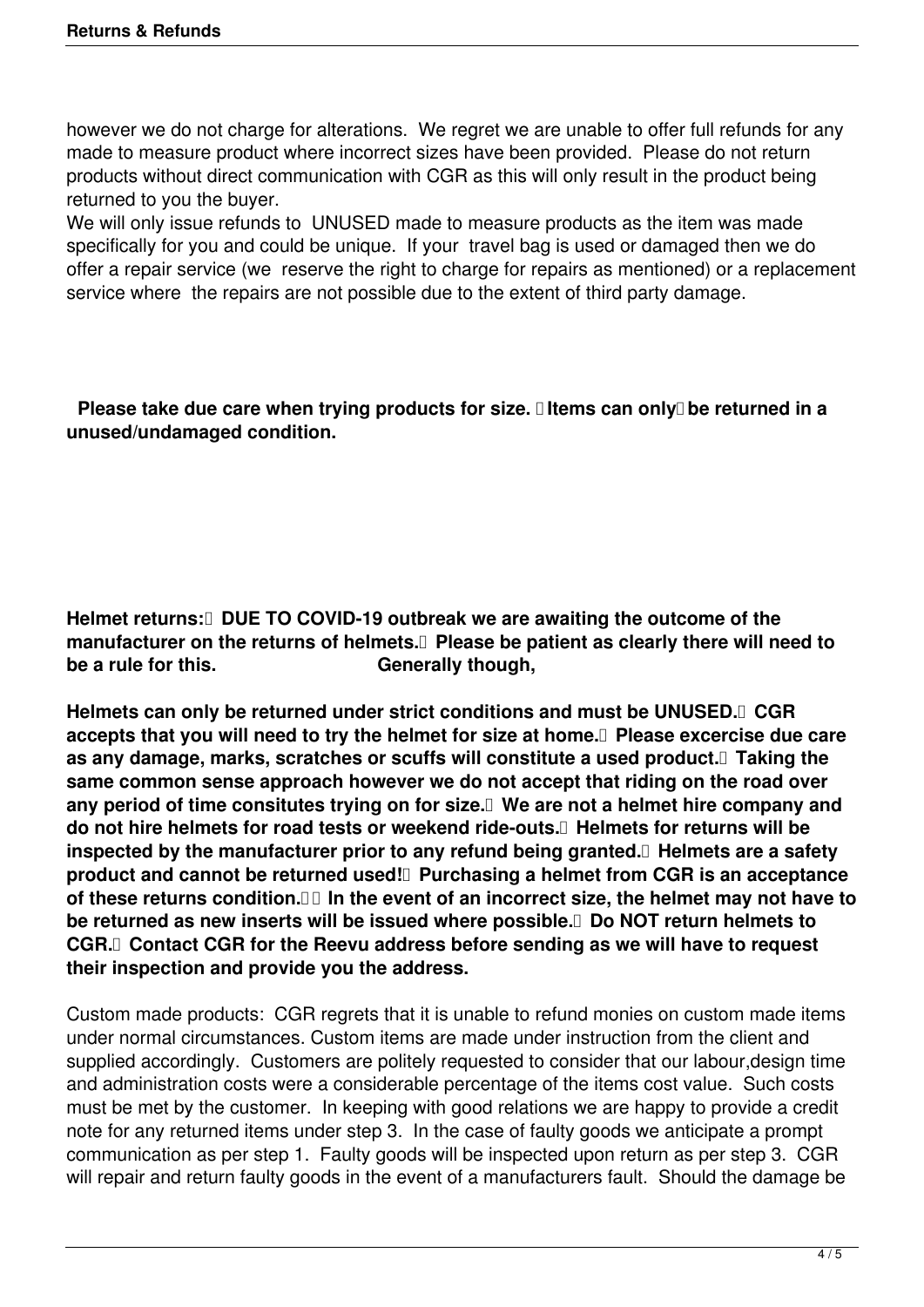however we do not charge for alterations. We regret we are unable to offer full refunds for any made to measure product where incorrect sizes have been provided. Please do not return products without direct communication with CGR as this will only result in the product being returned to you the buyer.
We will only issue refunds to UNUSED made to measure products as the item was made specifically for you and could be unique. If your travel bag is used or damaged then we do offer a repair service (we reserve the right to charge for repairs as mentioned) or a replacement service where the repairs are not possible due to the extent of third party damage.

**Please take due care when trying products for size. Items can only be returned in a unused/undamaged condition.**

**Helmet returns: DUE TO COVID-19 outbreak we are awaiting the outcome of the manufacturer on the returns of helmets. Please be patient as clearly there will need to be a rule for this. Generally though,**

**Helmets can only be returned under strict conditions and must be UNUSED. CGR accepts that you will need to try the helmet for size at home. Please excercise due care as any damage, marks, scratches or scuffs will constitute a used product. Taking the same common sense approach however we do not accept that riding on the road over any period of time consitutes trying on for size. We are not a helmet hire company and do not hire helmets for road tests or weekend ride-outs. Helmets for returns will be inspected by the manufacturer prior to any refund being granted. Helmets are a safety product and cannot be returned used! Purchasing a helmet from CGR is an acceptance of these returns condition. In the event of an incorrect size, the helmet may not have to be returned as new inserts will be issued where possible. Do NOT return helmets to CGR. Contact CGR for the Reevu address before sending as we will have to request their inspection and provide you the address.**

Custom made products: CGR regrets that it is unable to refund monies on custom made items under normal circumstances. Custom items are made under instruction from the client and supplied accordingly. Customers are politely requested to consider that our labour,design time and administration costs were a considerable percentage of the items cost value. Such costs must be met by the customer. In keeping with good relations we are happy to provide a credit note for any returned items under step 3. In the case of faulty goods we anticipate a prompt communication as per step 1. Faulty goods will be inspected upon return as per step 3. CGR will repair and return faulty goods in the event of a manufacturers fault. Should the damage be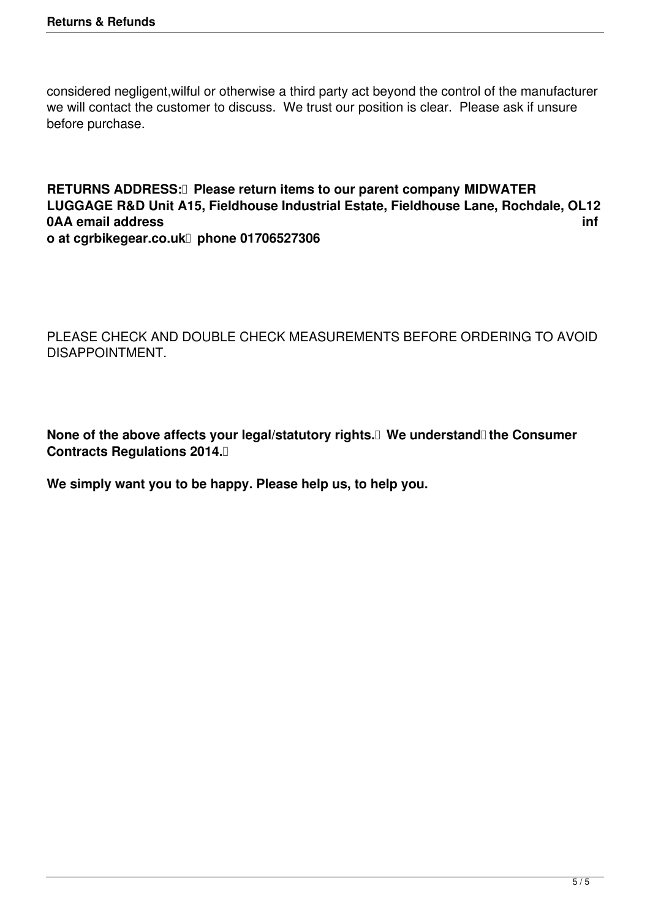considered negligent,wilful or otherwise a third party act beyond the control of the manufacturer we will contact the customer to discuss. We trust our position is clear. Please ask if unsure before purchase.

**RETURNS ADDRESS: Please return items to our parent company MIDWATER LUGGAGE R&D Unit A15, Fieldhouse Industrial Estate, Fieldhouse Lane, Rochdale, OL12 0AA email address info at cgrbikegear.co.uk phone 01706527306**

PLEASE CHECK AND DOUBLE CHECK MEASUREMENTS BEFORE ORDERING TO AVOID DISAPPOINTMENT.

**None of the above affects your legal/statutory rights. We understand the Consumer Contracts Regulations 2014.**

**We simply want you to be happy. Please help us, to help you.**